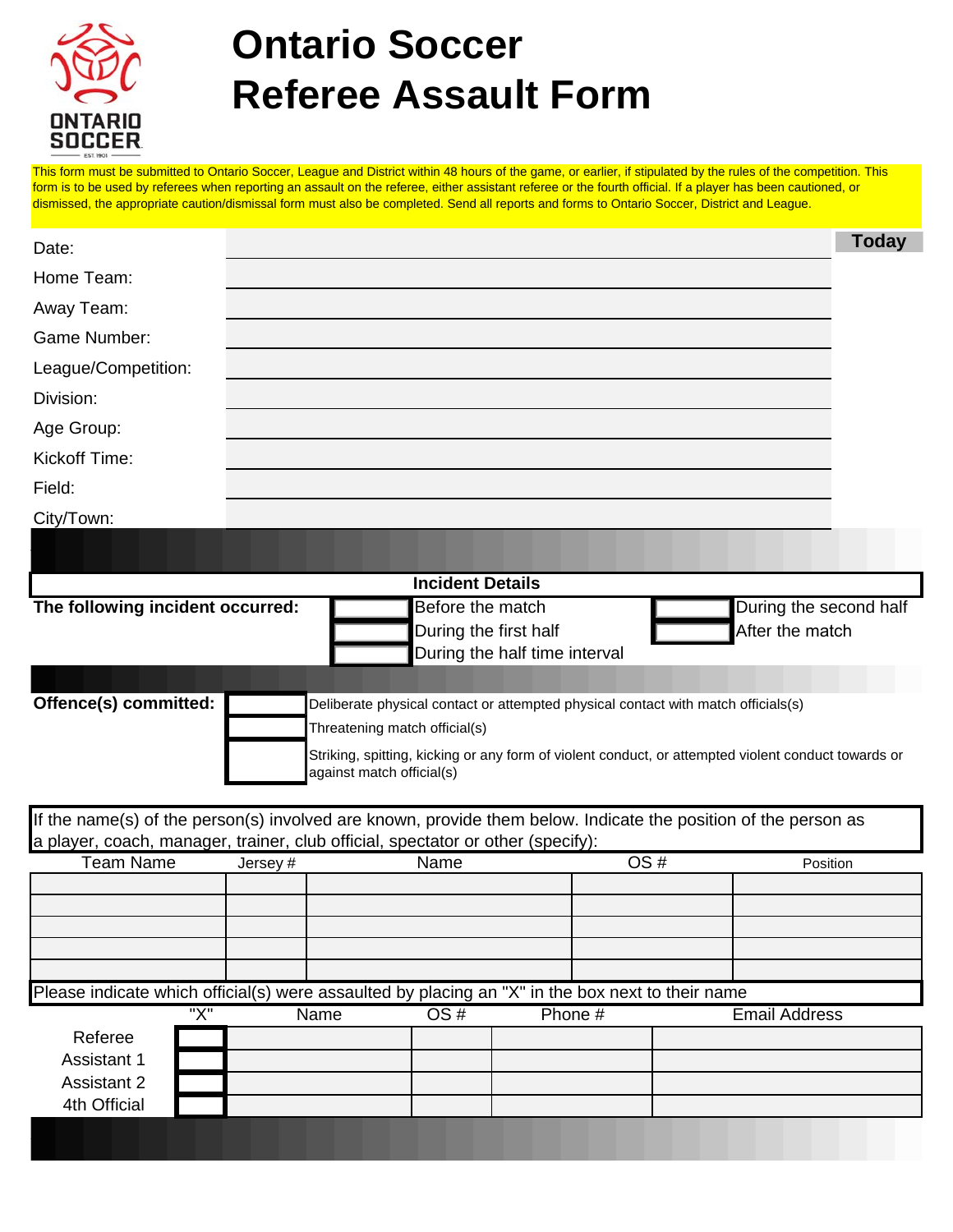# Ontario Soccer Referee Assault Form

This form must be submitted to Ontario Soccer, League and District within 48 hours of the game, or earlier, if stipulated by the rules of the competition. This form is to be used by referees when reporting an assault on the referee, either assistant referee or the fourth official. If a player has been cautioned, or dismissed, the appropriate caution/dismissal form must also be completed. Send all reports and forms to Ontario Soccer, District and League.

| | | |
|---|---|---|
| Date: | | **Today** |
| Home Team: | | |
| Away Team: | | |
| Game Number: | | |
| League/Competition: | | |
| Division: | | |
| Age Group: | | |
| Kickoff Time: | | |
| Field: | | |
| City/Town: | | |

## Incident Details

**The following incident occurred:**

- ☐ Before the match
- ☐ During the first half
- ☐ During the half time interval
- ☐ During the second half
- ☐ After the match

**Offence(s) committed:**

- ☐ Deliberate physical contact or attempted physical contact with match officials(s)
- ☐ Threatening match official(s)
- ☐ Striking, spitting, kicking or any form of violent conduct, or attempted violent conduct towards or against match official(s)

If the name(s) of the person(s) involved are known, provide them below. Indicate the position of the person as a player, coach, manager, trainer, club official, spectator or other (specify):

| Team Name | Jersey # | Name | OS # | Position |
|---|---|---|---|---|
| | | | | |
| | | | | |
| | | | | |
| | | | | |

Please indicate which official(s) were assaulted by placing an "X" in the box next to their name

| | "X" | Name | OS # | Phone # | Email Address |
|---|---|---|---|---|---|
| Referee | | | | | |
| Assistant 1 | | | | | |
| Assistant 2 | | | | | |
| 4th Official | | | | | |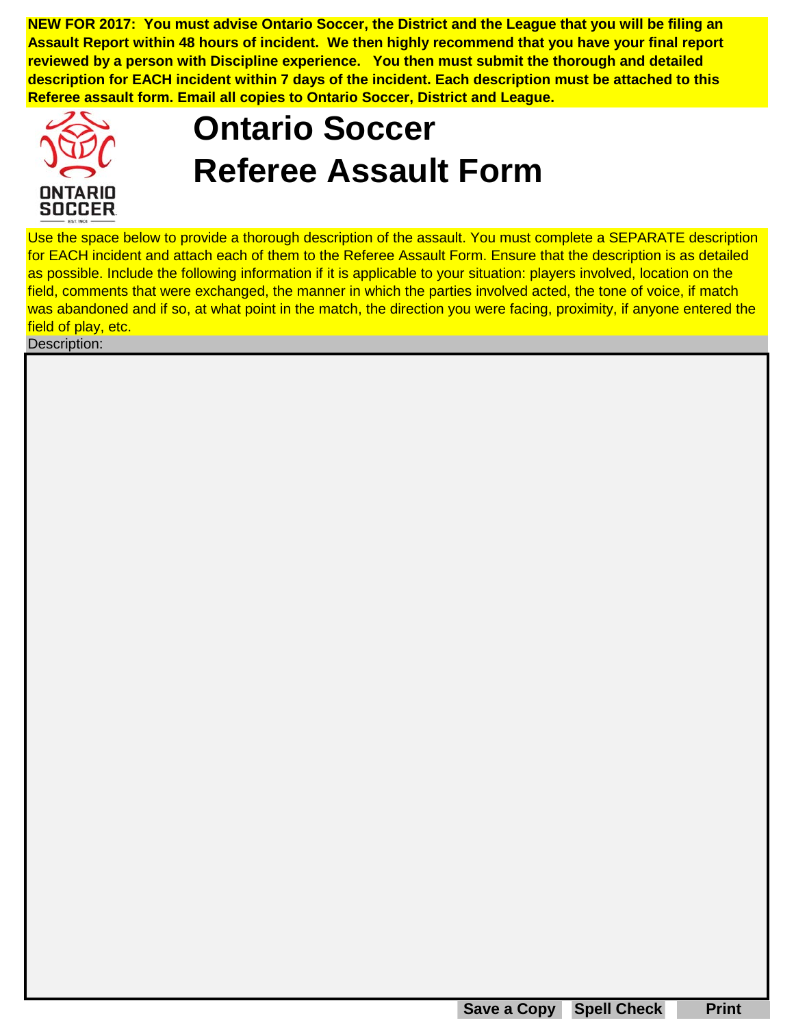**NEW FOR 2017: You must advise Ontario Soccer, the District and the League that you will be filing an Assault Report within 48 hours of incident. We then highly recommend that you have your final report reviewed by a person with Discipline experience. You then must submit the thorough and detailed description for EACH incident within 7 days of the incident. Each description must be attached to this Referee assault form. Email all copies to Ontario Soccer, District and League.**

ONTARIO SOCCER
EST. 1901

# Ontario Soccer
# Referee Assault Form

Use the space below to provide a thorough description of the assault. You must complete a SEPARATE description for EACH incident and attach each of them to the Referee Assault Form. Ensure that the description is as detailed as possible. Include the following information if it is applicable to your situation: players involved, location on the field, comments that were exchanged, the manner in which the parties involved acted, the tone of voice, if match was abandoned and if so, at what point in the match, the direction you were facing, proximity, if anyone entered the field of play, etc.

Description:

**Save a Copy** **Spell Check** **Print**